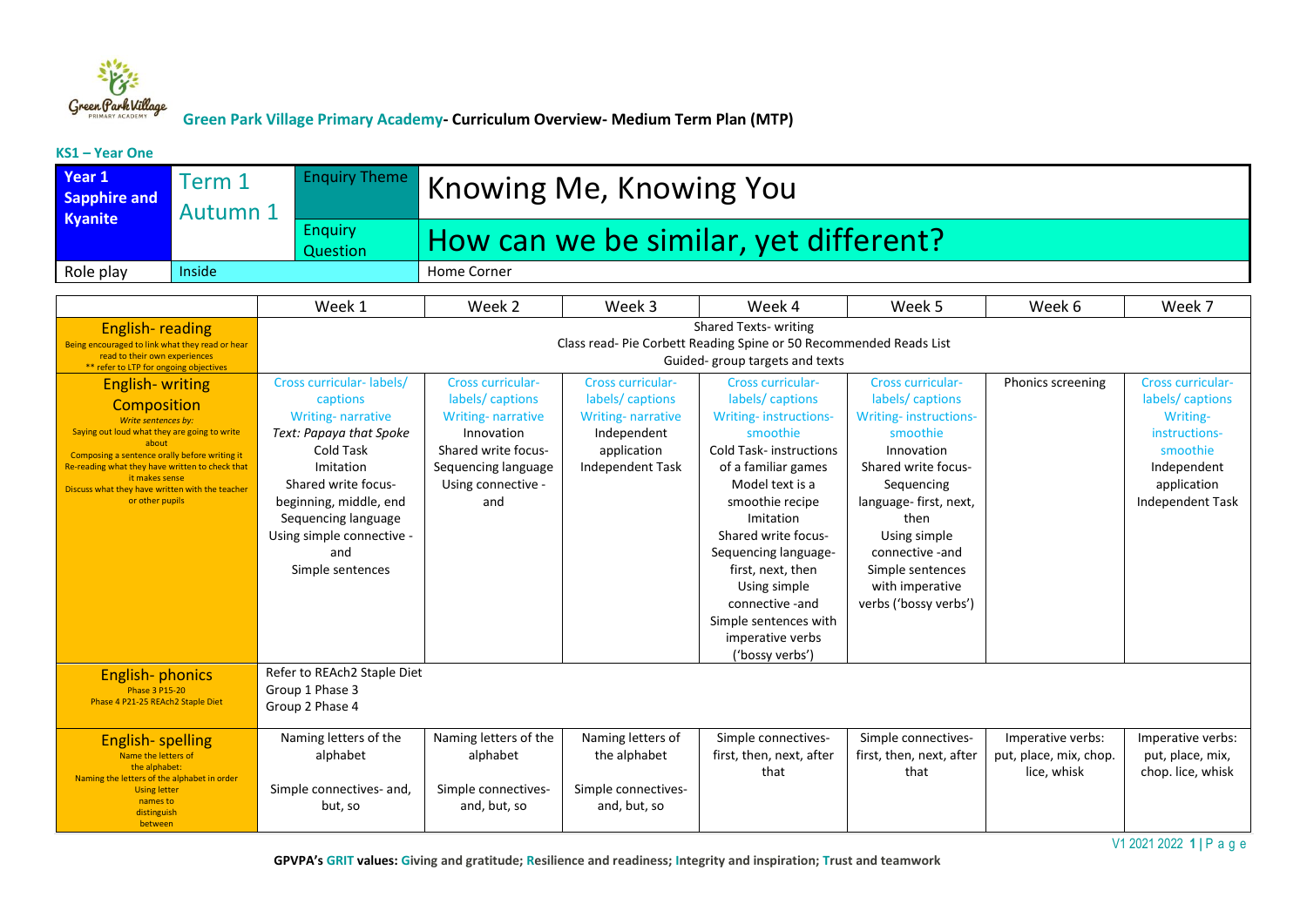**Green Park Village Primary Academy- Curriculum Overview- Medium Term Plan (MTP)**

**KS1 – Year One**

| Year 1 Sapphire and Kyanite | Term 1 Autumn 1 | Enquiry Theme | Knowing Me, Knowing You |
|---|---|---|---|
| | | Enquiry Question | How can we be similar, yet different? |
| Role play | Inside | | Home Corner |

| | Week 1 | Week 2 | Week 3 | Week 4 | Week 5 | Week 6 | Week 7 |
|---|---|---|---|---|---|---|---|
| **English- reading** Being encouraged to link what they read or hear read to their own experiences ** refer to LTP for ongoing objectives | Shared Texts- writing<br>Class read- Pie Corbett Reading Spine or 50 Recommended Reads List<br>Guided- group targets and texts | | | | | | |
| **English- writing Composition** *Write sentences by:* Saying out loud what they are going to write about Composing a sentence orally before writing it Re-reading what they have written to check that it makes sense Discuss what they have written with the teacher or other pupils | Cross curricular- labels/ captions<br>Writing- narrative<br>*Text: Papaya that Spoke*<br>Cold Task<br>Imitation<br>Shared write focus- beginning, middle, end<br>Sequencing language<br>Using simple connective - and<br>Simple sentences | Cross curricular- labels/ captions<br>Writing- narrative<br>Innovation<br>Shared write focus<br>Sequencing language<br>Using connective - and | Cross curricular- labels/ captions<br>Writing- narrative<br>Independent application<br>Independent Task | Cross curricular- labels/ captions<br>Writing- instructions- smoothie<br>Cold Task- instructions of a familiar games<br>Model text is a smoothie recipe<br>Imitation<br>Shared write focus- Sequencing language- first, next, then<br>Using simple connective -and<br>Simple sentences with imperative verbs ('bossy verbs') | Cross curricular- labels/ captions<br>Writing- instructions- smoothie<br>Innovation<br>Shared write focus- Sequencing language- first, next, then<br>Using simple connective -and<br>Simple sentences with imperative verbs ('bossy verbs') | Phonics screening | Cross curricular- labels/ captions<br>Writing- instructions- smoothie<br>Independent application<br>Independent Task |
| **English- phonics** Phase 3 P15-20 Phase 4 P21-25 REAch2 Staple Diet | Refer to REAch2 Staple Diet<br>Group 1 Phase 3<br>Group 2 Phase 4 | | | | | | |
| **English- spelling** Name the letters of the alphabet: Naming the letters of the alphabet in order Using letter names to distinguish between | Naming letters of the alphabet<br><br>Simple connectives- and, but, so | Naming letters of the alphabet<br><br>Simple connectives- and, but, so | Naming letters of the alphabet<br><br>Simple connectives- and, but, so | Simple connectives- first, then, next, after that | Simple connectives- first, then, next, after that | Imperative verbs: put, place, mix, chop. lice, whisk | Imperative verbs: put, place, mix, chop. lice, whisk |

GPVPA's **GRIT values: Giving and gratitude; Resilience and readiness; Integrity and inspiration; Trust and teamwork**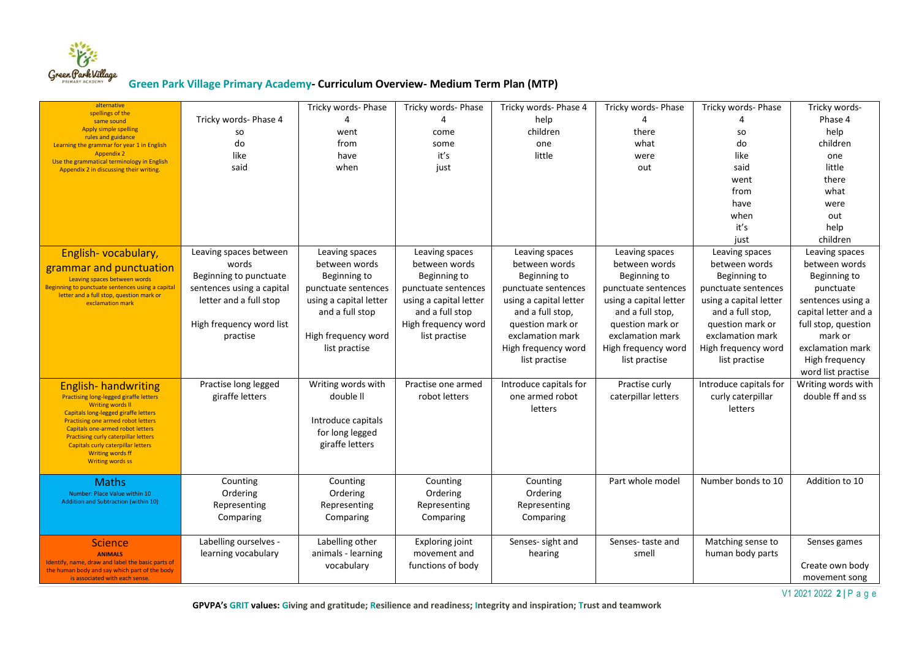# Green Park Village Primary Academy- Curriculum Overview- Medium Term Plan (MTP)

| | | | | | | | |
|---|---|---|---|---|---|---|---|
| alternative spellings of the same sound<br>Apply simple spelling rules and guidance<br>Learning the grammar for year 1 in English Appendix 2<br>Use the grammatical terminology in English Appendix 2 in discussing their writing. | Tricky words- Phase 4<br>so<br>do<br>like<br>said | Tricky words- Phase 4<br>went<br>from<br>have<br>when | Tricky words- Phase 4<br>come<br>some<br>it's<br>just | Tricky words- Phase 4<br>help<br>children<br>one<br>little | Tricky words- Phase 4<br>there<br>what<br>were<br>out | Tricky words- Phase 4<br>so<br>do<br>like<br>said<br>went<br>from<br>have<br>when<br>it's<br>just | Tricky words- Phase 4<br>help<br>children<br>one<br>little<br>there<br>what<br>were<br>out<br>help<br>children |
| **English- vocabulary, grammar and punctuation**<br>Leaving spaces between words<br>Beginning to punctuate sentences using a capital letter and a full stop, question mark or exclamation mark | Leaving spaces between words<br>Beginning to punctuate sentences using a capital letter and a full stop<br><br>High frequency word list practise | Leaving spaces between words<br>Beginning to punctuate sentences using a capital letter and a full stop<br><br>High frequency word list practise | Leaving spaces between words<br>Beginning to punctuate sentences using a capital letter and a full stop<br>High frequency word list practise | Leaving spaces between words<br>Beginning to punctuate sentences using a capital letter and a full stop, question mark or exclamation mark<br>High frequency word list practise | Leaving spaces between words<br>Beginning to punctuate sentences using a capital letter and a full stop, question mark or exclamation mark<br>High frequency word list practise | Leaving spaces between words<br>Beginning to punctuate sentences using a capital letter and a full stop, question mark or exclamation mark<br>High frequency word list practise | Leaving spaces between words<br>Beginning to punctuate sentences using a capital letter and a full stop, question mark or exclamation mark<br>High frequency word list practise |
| **English- handwriting**<br>Practising long-legged giraffe letters<br>Writing words ll<br>Capitals long-legged giraffe letters<br>Practising one armed robot letters<br>Capitals one-armed robot letters<br>Practising curly caterpillar letters<br>Capitals curly caterpillar letters<br>Writing words ff<br>Writing words ss | Practise long legged giraffe letters | Writing words with double ll<br><br>Introduce capitals for long legged giraffe letters | Practise one armed robot letters | Introduce capitals for one armed robot letters | Practise curly caterpillar letters | Introduce capitals for curly caterpillar letters | Writing words with double ff and ss |
| **Maths**<br>Number: Place Value within 10<br>Addition and Subtraction (within 10) | Counting<br>Ordering<br>Representing<br>Comparing | Counting<br>Ordering<br>Representing<br>Comparing | Counting<br>Ordering<br>Representing<br>Comparing | Counting<br>Ordering<br>Representing<br>Comparing | Part whole model | Number bonds to 10 | Addition to 10 |
| **Science**<br>**ANIMALS**<br>Identify, name, draw and label the basic parts of the human body and say which part of the body is associated with each sense. | Labelling ourselves - learning vocabulary | Labelling other animals - learning vocabulary | Exploring joint movement and functions of body | Senses- sight and hearing | Senses- taste and smell | Matching sense to human body parts | Senses games<br><br>Create own body movement song |

**GPVPA's GRIT values: Giving and gratitude; Resilience and readiness; Integrity and inspiration; Trust and teamwork**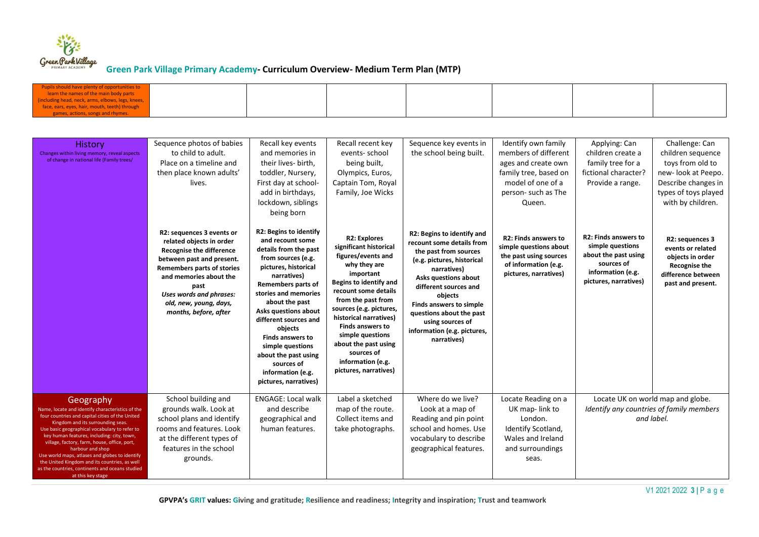## Green Park Village Primary Academy- Curriculum Overview- Medium Term Plan (MTP)

| Pupils should have plenty of opportunities to learn the names of the main body parts (including head, neck, arms, elbows, legs, knees, face, ears, eyes, hair, mouth, teeth) through games, actions, songs and rhymes. | | | | | | | |
|---|---|---|---|---|---|---|---|

| | | | | | | | |
|---|---|---|---|---|---|---|---|
| **History**<br>Changes within living memory, reveal aspects of change in national life (Family trees/ | Sequence photos of babies to child to adult. Place on a timeline and then place known adults' lives.<br><br>**R2: sequences 3 events or related objects in order Recognise the difference between past and present. Remembers parts of stories and memories about the past**<br>***Uses words and phrases: old, new, young, days, months, before, after*** | Recall key events and memories in their lives- birth, toddler, Nursery, First day at school- add in birthdays, lockdown, siblings being born<br><br>**R2: Begins to identify and recount some details from the past from sources (e.g. pictures, historical narratives) Remembers parts of stories and memories about the past Asks questions about different sources and objects Finds answers to simple questions about the past using sources of information (e.g. pictures, narratives)** | Recall recent key events- school being built, Olympics, Euros, Captain Tom, Royal Family, Joe Wicks<br><br>**R2: Explores significant historical figures/events and why they are important Begins to identify and recount some details from the past from sources (e.g. pictures, historical narratives) Finds answers to simple questions about the past using sources of information (e.g. pictures, narratives)** | Sequence key events in the school being built.<br><br>**R2: Begins to identify and recount some details from the past from sources (e.g. pictures, historical narratives) Asks questions about different sources and objects Finds answers to simple questions about the past using sources of information (e.g. pictures, narratives)** | Identify own family members of different ages and create own family tree, based on model of one of a person- such as The Queen.<br><br>**R2: Finds answers to simple questions about the past using sources of information (e.g. pictures, narratives)** | Applying: Can children create a family tree for a fictional character? Provide a range.<br><br>**R2: Finds answers to simple questions about the past using sources of information (e.g. pictures, narratives)** | Challenge: Can children sequence toys from old to new- look at Peepo. Describe changes in types of toys played with by children.<br><br>**R2: sequences 3 events or related objects in order Recognise the difference between past and present.** |
| **Geography**<br>Name, locate and identify characteristics of the four countries and capital cities of the United Kingdom and its surrounding seas.<br>Use basic geographical vocabulary to refer to key human features, including: city, town, village, factory, farm, house, office, port, harbour and shop<br>Use world maps, atlases and globes to identify the United Kingdom and its countries, as well as the countries, continents and oceans studied at this key stage | School building and grounds walk. Look at school plans and identify rooms and features. Look at the different types of features in the school grounds. | ENGAGE: Local walk and describe geographical and human features. | Label a sketched map of the route. Collect items and take photographs. | Where do we live? Look at a map of Reading and pin point school and homes. Use vocabulary to describe geographical features. | Locate Reading on a UK map- link to London. Identify Scotland, Wales and Ireland and surroundings seas. | Locate UK on world map and globe. *Identify any countries of family members and label.* | |

**GPVPA's GRIT values: Giving and gratitude; Resilience and readiness; Integrity and inspiration; Trust and teamwork**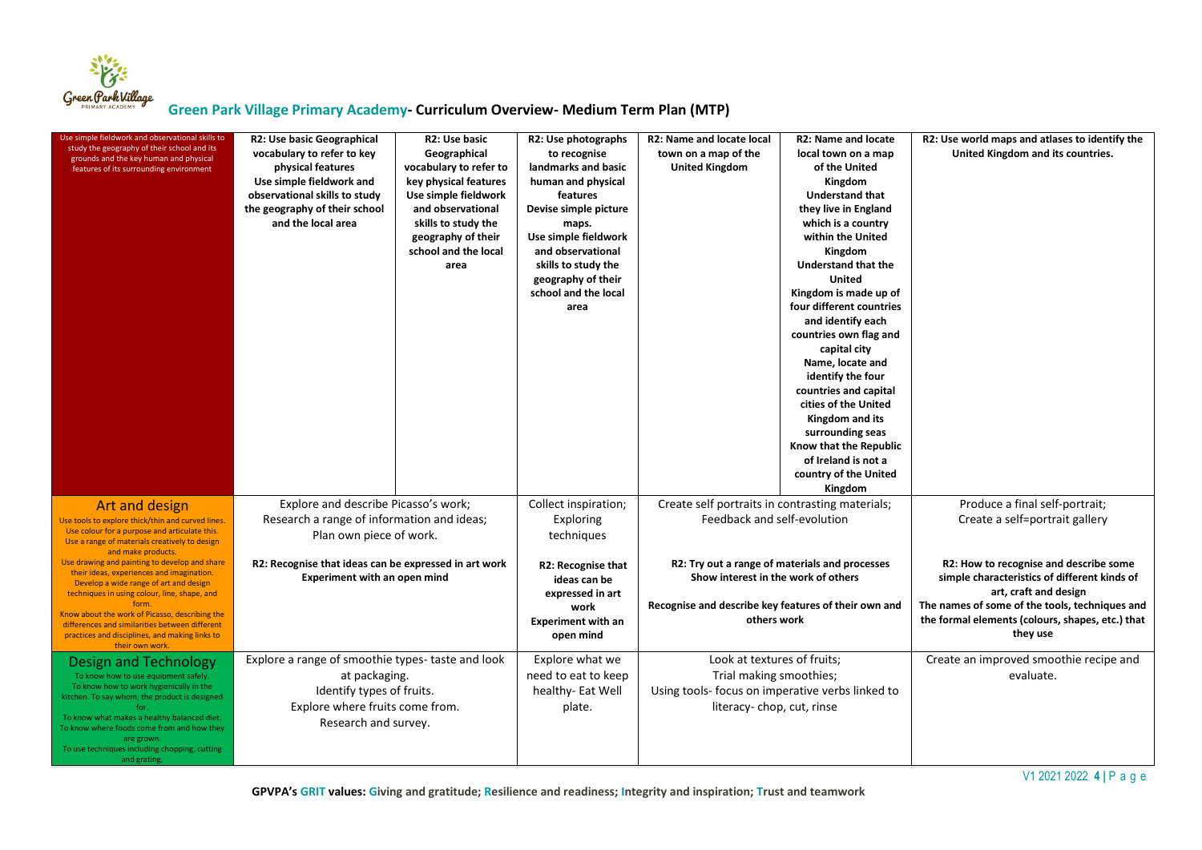## Green Park Village Primary Academy- Curriculum Overview- Medium Term Plan (MTP)

| | | | | | | |
|---|---|---|---|---|---|---|
| Use simple fieldwork and observational skills to study the geography of their school and its grounds and the key human and physical features of its surrounding environment | **R2: Use basic Geographical vocabulary to refer to key physical features Use simple fieldwork and observational skills to study the geography of their school and the local area** | **R2: Use basic Geographical vocabulary to refer to key physical features Use simple fieldwork and observational skills to study the geography of their school and the local area** | **R2: Use photographs to recognise landmarks and basic human and physical features Devise simple picture maps. Use simple fieldwork and observational skills to study the geography of their school and the local area** | **R2: Name and locate local town on a map of the United Kingdom** | **R2: Name and locate local town on a map of the United Kingdom Understand that they live in England which is a country within the United Kingdom Understand that the United Kingdom is made up of four different countries and identify each countries own flag and capital city Name, locate and identify the four countries and capital cities of the United Kingdom and its surrounding seas Know that the Republic of Ireland is not a country of the United Kingdom** | **R2: Use world maps and atlases to identify the United Kingdom and its countries.** |
| **Art and design** Use tools to explore thick/thin and curved lines. Use colour for a purpose and articulate this. Use a range of materials creatively to design and make products. Use drawing and painting to develop and share their ideas, experiences and imagination. Develop a wide range of art and design techniques in using colour, line, shape, and form. Know about the work of Picasso, describing the differences and similarities between different practices and disciplines, and making links to their own work. | Explore and describe Picasso's work; Research a range of information and ideas; Plan own piece of work. **R2: Recognise that ideas can be expressed in art work Experiment with an open mind** | | Collect inspiration; Exploring techniques **R2: Recognise that ideas can be expressed in art work Experiment with an open mind** | Create self portraits in contrasting materials; Feedback and self-evolution **R2: Try out a range of materials and processes Show interest in the work of others Recognise and describe key features of their own and others work** | | Produce a final self-portrait; Create a self=portrait gallery **R2: How to recognise and describe some simple characteristics of different kinds of art, craft and design The names of some of the tools, techniques and the formal elements (colours, shapes, etc.) that they use** |
| **Design and Technology** To know how to use equipment safely. To know how to work hygienically in the kitchen. To say whom, the product is designed for. To know what makes a healthy balanced diet. To know where foods come from and how they are grown. To use techniques including chopping, cutting and grating. | Explore a range of smoothie types- taste and look at packaging. Identify types of fruits. Explore where fruits come from. Research and survey. | | Explore what we need to eat to keep healthy- Eat Well plate. | Look at textures of fruits; Trial making smoothies; Using tools- focus on imperative verbs linked to literacy- chop, cut, rinse | | Create an improved smoothie recipe and evaluate. |

**GPVPA's GRIT values: Giving and gratitude; Resilience and readiness; Integrity and inspiration; Trust and teamwork**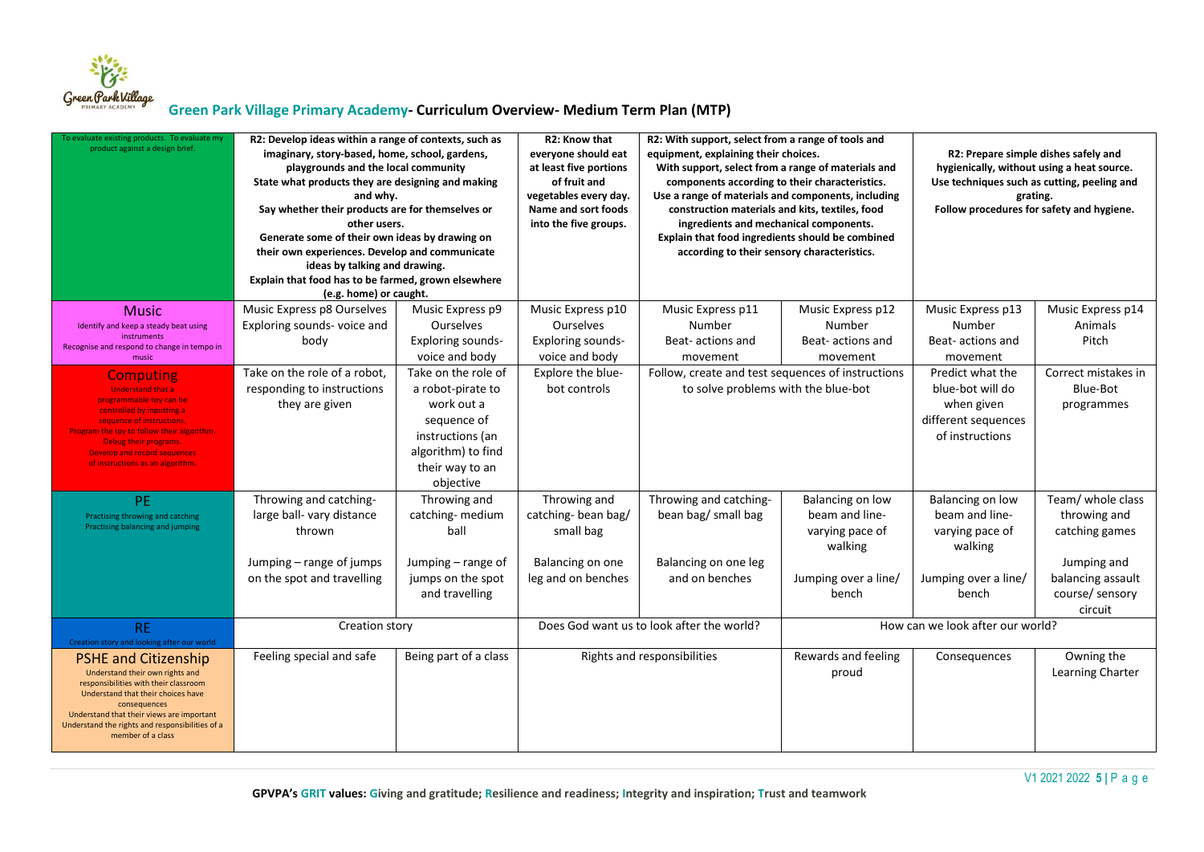## Green Park Village Primary Academy- Curriculum Overview- Medium Term Plan (MTP)

| | | | | | | | |
|---|---|---|---|---|---|---|---|
| To evaluate existing products. To evaluate my product against a design brief. | **R2: Develop ideas within a range of contexts, such as imaginary, story-based, home, school, gardens, playgrounds and the local community State what products they are designing and making and why. Say whether their products are for themselves or other users. Generate some of their own ideas by drawing on their own experiences. Develop and communicate ideas by talking and drawing. Explain that food has to be farmed, grown elsewhere (e.g. home) or caught.** | | **R2: Know that everyone should eat at least five portions of fruit and vegetables every day. Name and sort foods into the five groups.** | **R2: With support, select from a range of tools and equipment, explaining their choices. With support, select from a range of materials and components according to their characteristics. Use a range of materials and components, including construction materials and kits, textiles, food ingredients and mechanical components. Explain that food ingredients should be combined according to their sensory characteristics.** | | **R2: Prepare simple dishes safely and hygienically, without using a heat source. Use techniques such as cutting, peeling and grating. Follow procedures for safety and hygiene.** | |
| **Music** Identify and keep a steady beat using instruments Recognise and respond to change in tempo in music | Music Express p8 Ourselves Exploring sounds- voice and body | Music Express p9 Ourselves Exploring sounds- voice and body | Music Express p10 Ourselves Exploring sounds- voice and body | Music Express p11 Number Beat- actions and movement | Music Express p12 Number Beat- actions and movement | Music Express p13 Number Beat- actions and movement | Music Express p14 Animals Pitch |
| **Computing** Understand that a programmable toy can be controlled by inputting a sequence of instructions. Program the toy to follow their algorithm. Debug their programs. Develop and record sequences of instructions as an algorithm. | Take on the role of a robot, responding to instructions they are given | Take on the role of a robot-pirate to work out a sequence of instructions (an algorithm) to find their way to an objective | Explore the blue-bot controls | Follow, create and test sequences of instructions to solve problems with the blue-bot | | Predict what the blue-bot will do when given different sequences of instructions | Correct mistakes in Blue-Bot programmes |
| **PE** Practising throwing and catching Practising balancing and jumping | Throwing and catching- large ball- vary distance thrown<br><br>Jumping – range of jumps on the spot and travelling | Throwing and catching- medium ball<br><br>Jumping – range of jumps on the spot and travelling | Throwing and catching- bean bag/ small bag<br><br>Balancing on one leg and on benches | Throwing and catching- bean bag/ small bag<br><br>Balancing on one leg and on benches | Balancing on low beam and line- varying pace of walking<br><br>Jumping over a line/ bench | Balancing on low beam and line- varying pace of walking<br><br>Jumping over a line/ bench | Team/ whole class throwing and catching games<br><br>Jumping and balancing assault course/ sensory circuit |
| **RE** Creation story and looking after our world | Creation story | | Does God want us to look after the world? | | How can we look after our world? | | |
| **PSHE and Citizenship** Understand their own rights and responsibilities with their classroom Understand that their choices have consequences Understand that their views are important Understand the rights and responsibilities of a member of a class | Feeling special and safe | Being part of a class | Rights and responsibilities | | Rewards and feeling proud | Consequences | Owning the Learning Charter |

GPVPA's **GRIT** values: **G**iving and gratitude; **R**esilience and readiness; **I**ntegrity and inspiration; **T**rust and teamwork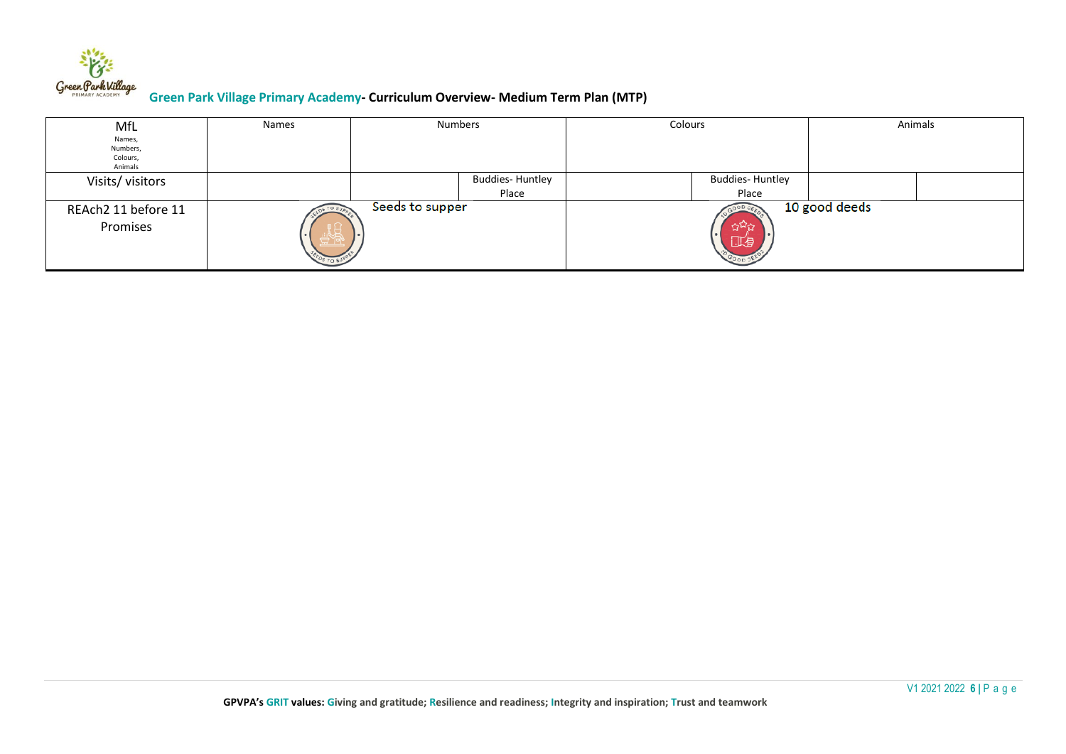| | | | | | | | |
|---|---|---|---|---|---|---|---|
| MfL<br>Names,<br>Numbers,<br>Colours,<br>Animals | Names | Numbers | | Colours | | Animals | |
| Visits/ visitors | | | Buddies- Huntley Place | | Buddies- Huntley Place | | |
| REAch2 11 before 11 Promises | Seeds to supper | | | 10 good deeds | | | |